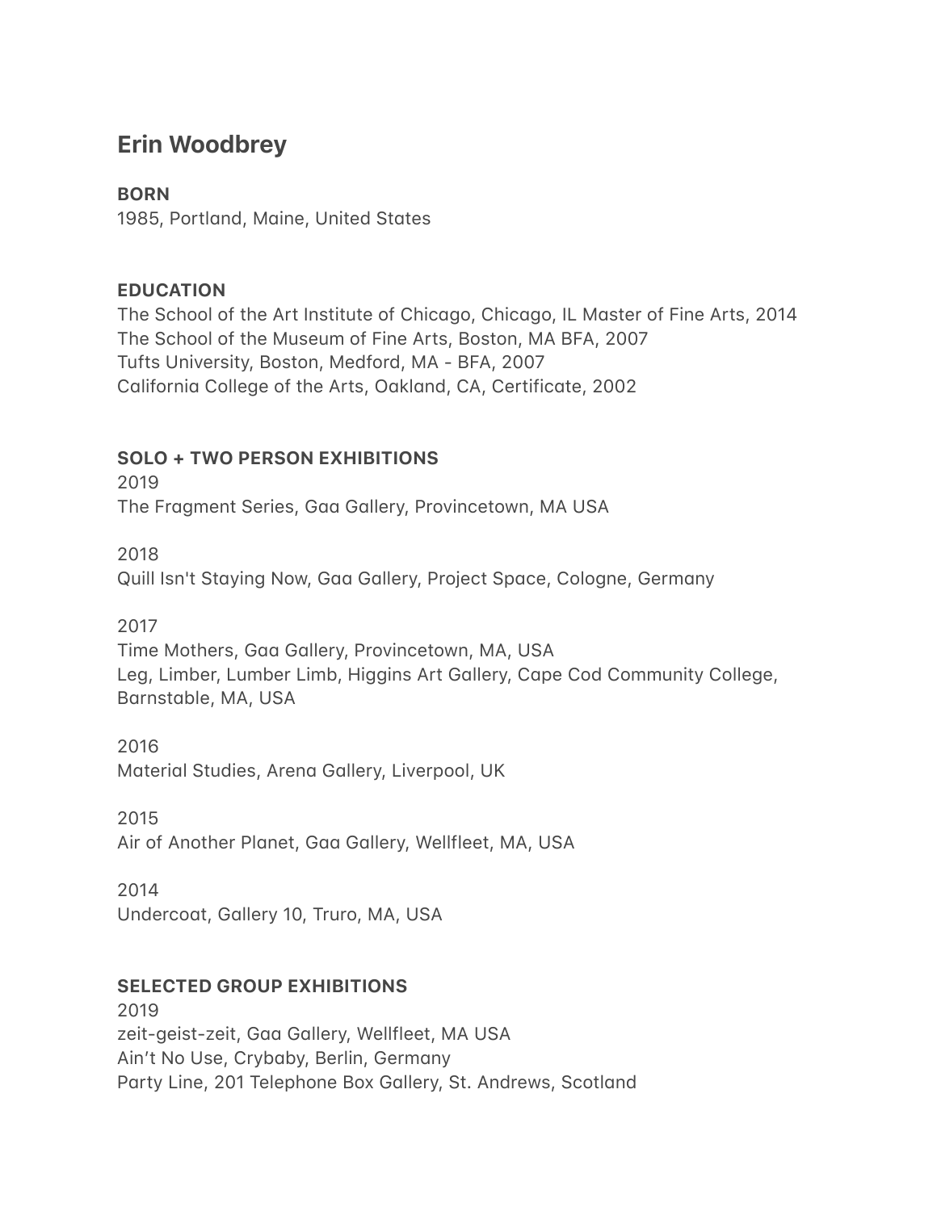# Erin Woodbrey

**BORN**
1985, Portland, Maine, United States

**EDUCATION**
The School of the Art Institute of Chicago, Chicago, IL Master of Fine Arts, 2014
The School of the Museum of Fine Arts, Boston, MA BFA, 2007
Tufts University, Boston, Medford, MA - BFA, 2007
California College of the Arts, Oakland, CA, Certificate, 2002

**SOLO + TWO PERSON EXHIBITIONS**

2019
The Fragment Series, Gaa Gallery, Provincetown, MA USA

2018
Quill Isn't Staying Now, Gaa Gallery, Project Space, Cologne, Germany

2017
Time Mothers, Gaa Gallery, Provincetown, MA, USA
Leg, Limber, Lumber Limb, Higgins Art Gallery, Cape Cod Community College, Barnstable, MA, USA

2016
Material Studies, Arena Gallery, Liverpool, UK

2015
Air of Another Planet, Gaa Gallery, Wellfleet, MA, USA

2014
Undercoat, Gallery 10, Truro, MA, USA

**SELECTED GROUP EXHIBITIONS**

2019
zeit-geist-zeit, Gaa Gallery, Wellfleet, MA USA
Ain't No Use, Crybaby, Berlin, Germany
Party Line, 201 Telephone Box Gallery, St. Andrews, Scotland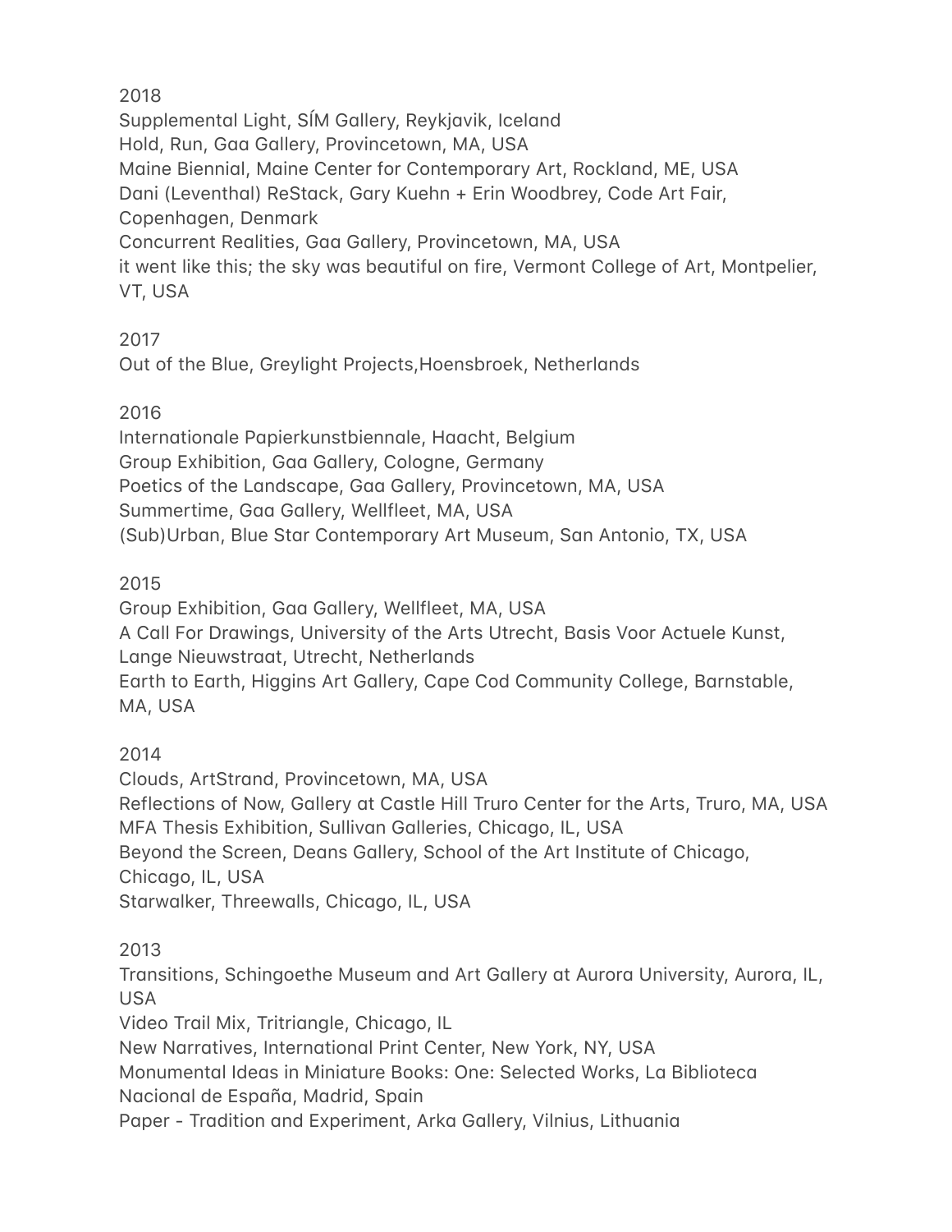2018

Supplemental Light, SÍM Gallery, Reykjavik, Iceland
Hold, Run, Gaa Gallery, Provincetown, MA, USA
Maine Biennial, Maine Center for Contemporary Art, Rockland, ME, USA
Dani (Leventhal) ReStack, Gary Kuehn + Erin Woodbrey, Code Art Fair, Copenhagen, Denmark
Concurrent Realities, Gaa Gallery, Provincetown, MA, USA
it went like this; the sky was beautiful on fire, Vermont College of Art, Montpelier, VT, USA

2017

Out of the Blue, Greylight Projects,Hoensbroek, Netherlands

2016

Internationale Papierkunstbiennale, Haacht, Belgium
Group Exhibition, Gaa Gallery, Cologne, Germany
Poetics of the Landscape, Gaa Gallery, Provincetown, MA, USA
Summertime, Gaa Gallery, Wellfleet, MA, USA
(Sub)Urban, Blue Star Contemporary Art Museum, San Antonio, TX, USA

2015

Group Exhibition, Gaa Gallery, Wellfleet, MA, USA
A Call For Drawings, University of the Arts Utrecht, Basis Voor Actuele Kunst, Lange Nieuwstraat, Utrecht, Netherlands
Earth to Earth, Higgins Art Gallery, Cape Cod Community College, Barnstable, MA, USA

2014

Clouds, ArtStrand, Provincetown, MA, USA
Reflections of Now, Gallery at Castle Hill Truro Center for the Arts, Truro, MA, USA
MFA Thesis Exhibition, Sullivan Galleries, Chicago, IL, USA
Beyond the Screen, Deans Gallery, School of the Art Institute of Chicago, Chicago, IL, USA
Starwalker, Threewalls, Chicago, IL, USA

2013

Transitions, Schingoethe Museum and Art Gallery at Aurora University, Aurora, IL, USA
Video Trail Mix, Tritriangle, Chicago, IL
New Narratives, International Print Center, New York, NY, USA
Monumental Ideas in Miniature Books: One: Selected Works, La Biblioteca Nacional de España, Madrid, Spain
Paper - Tradition and Experiment, Arka Gallery, Vilnius, Lithuania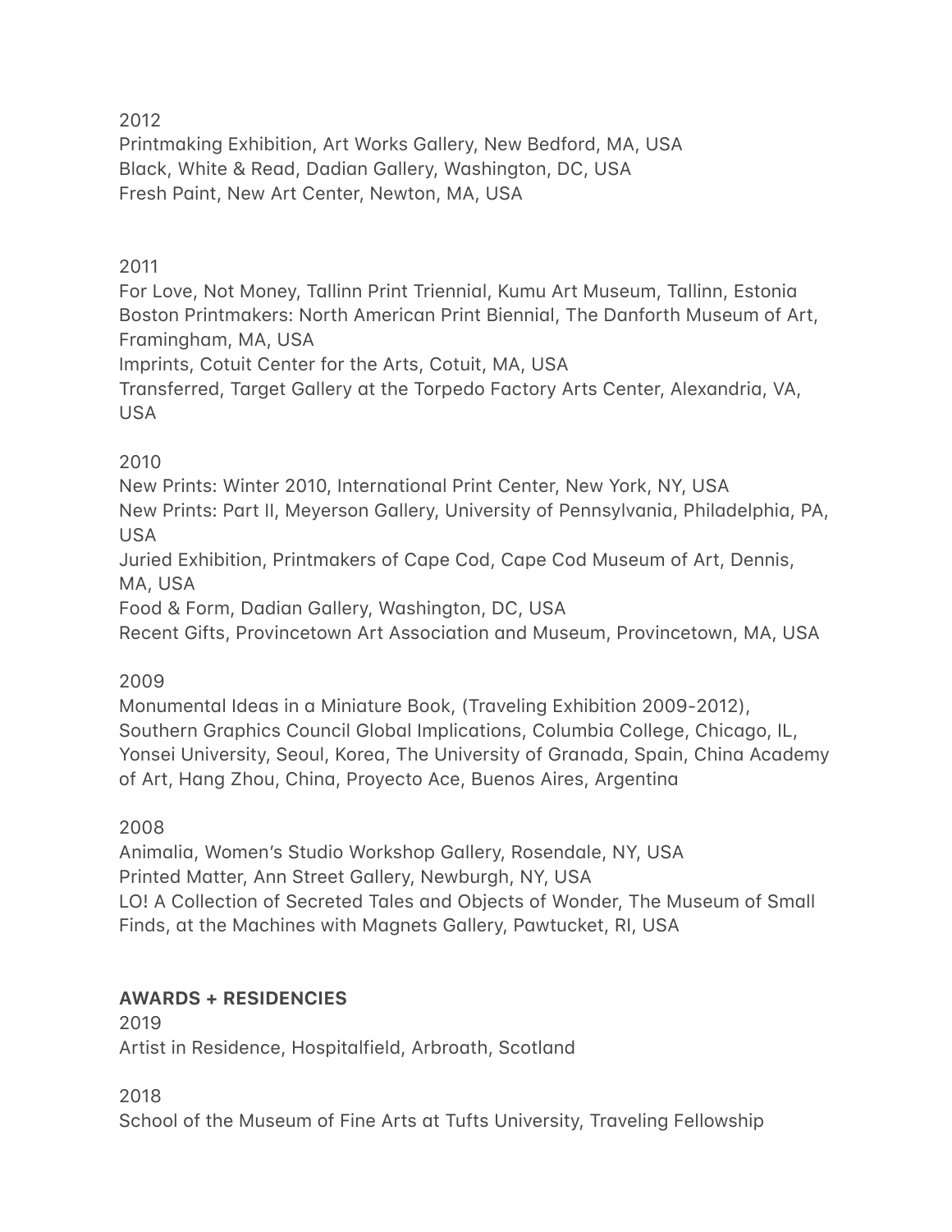2012

Printmaking Exhibition, Art Works Gallery, New Bedford, MA, USA
Black, White & Read, Dadian Gallery, Washington, DC, USA
Fresh Paint, New Art Center, Newton, MA, USA

2011

For Love, Not Money, Tallinn Print Triennial, Kumu Art Museum, Tallinn, Estonia
Boston Printmakers: North American Print Biennial, The Danforth Museum of Art, Framingham, MA, USA
Imprints, Cotuit Center for the Arts, Cotuit, MA, USA
Transferred, Target Gallery at the Torpedo Factory Arts Center, Alexandria, VA, USA

2010

New Prints: Winter 2010, International Print Center, New York, NY, USA
New Prints: Part II, Meyerson Gallery, University of Pennsylvania, Philadelphia, PA, USA
Juried Exhibition, Printmakers of Cape Cod, Cape Cod Museum of Art, Dennis, MA, USA
Food & Form, Dadian Gallery, Washington, DC, USA
Recent Gifts, Provincetown Art Association and Museum, Provincetown, MA, USA

2009

Monumental Ideas in a Miniature Book, (Traveling Exhibition 2009-2012), Southern Graphics Council Global Implications, Columbia College, Chicago, IL, Yonsei University, Seoul, Korea, The University of Granada, Spain, China Academy of Art, Hang Zhou, China, Proyecto Ace, Buenos Aires, Argentina

2008

Animalia, Women's Studio Workshop Gallery, Rosendale, NY, USA
Printed Matter, Ann Street Gallery, Newburgh, NY, USA
LO! A Collection of Secreted Tales and Objects of Wonder, The Museum of Small Finds, at the Machines with Magnets Gallery, Pawtucket, RI, USA

**AWARDS + RESIDENCIES**

2019

Artist in Residence, Hospitalfield, Arbroath, Scotland

2018

School of the Museum of Fine Arts at Tufts University, Traveling Fellowship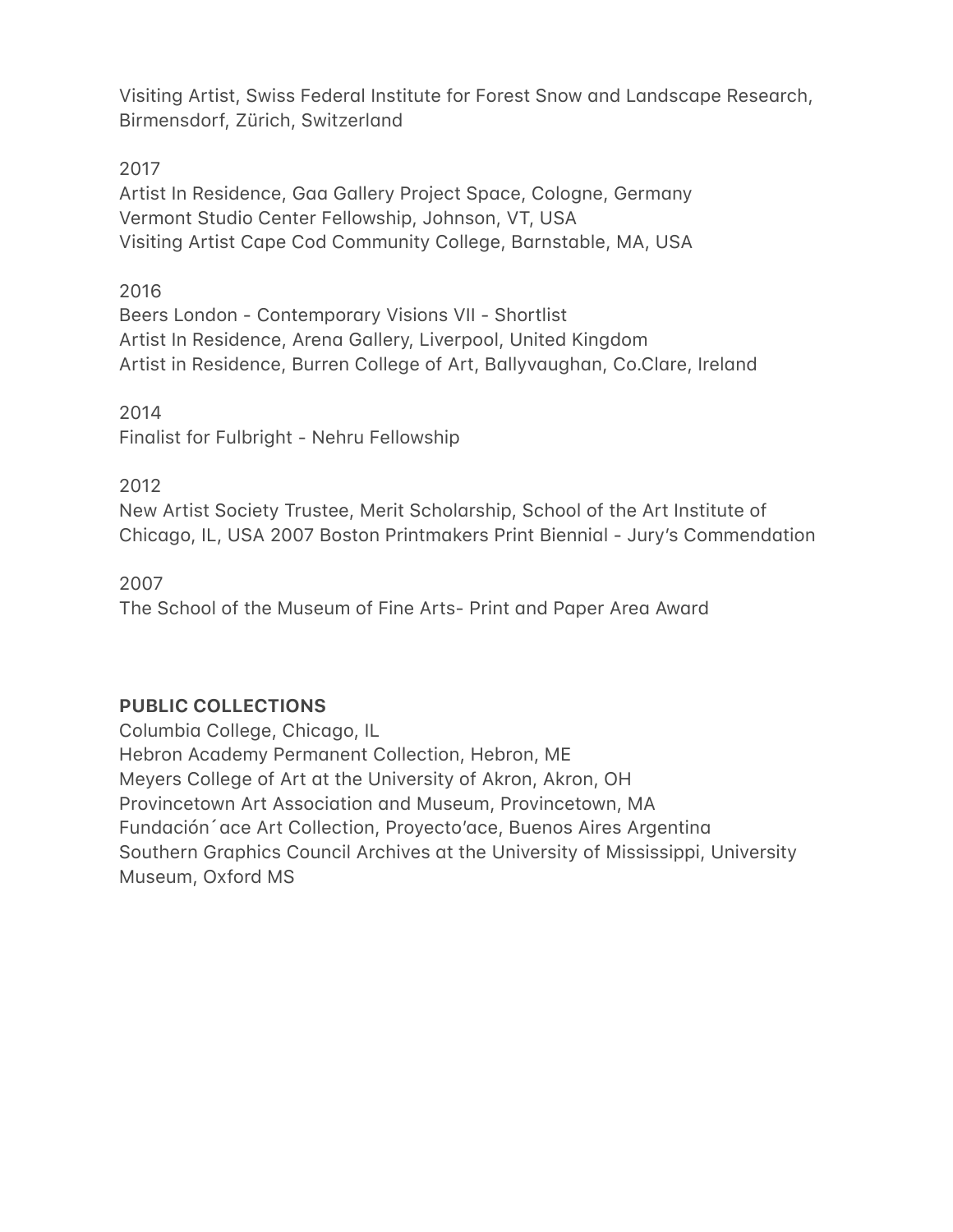Visiting Artist, Swiss Federal Institute for Forest Snow and Landscape Research, Birmensdorf, Zürich, Switzerland

2017
Artist In Residence, Gaa Gallery Project Space, Cologne, Germany
Vermont Studio Center Fellowship, Johnson, VT, USA
Visiting Artist Cape Cod Community College, Barnstable, MA, USA

2016
Beers London - Contemporary Visions VII - Shortlist
Artist In Residence, Arena Gallery, Liverpool, United Kingdom
Artist in Residence, Burren College of Art, Ballyvaughan, Co.Clare, Ireland

2014
Finalist for Fulbright - Nehru Fellowship

2012
New Artist Society Trustee, Merit Scholarship, School of the Art Institute of Chicago, IL, USA 2007 Boston Printmakers Print Biennial - Jury's Commendation

2007
The School of the Museum of Fine Arts- Print and Paper Area Award

**PUBLIC COLLECTIONS**
Columbia College, Chicago, IL
Hebron Academy Permanent Collection, Hebron, ME
Meyers College of Art at the University of Akron, Akron, OH
Provincetown Art Association and Museum, Provincetown, MA
Fundación´ace Art Collection, Proyecto'ace, Buenos Aires Argentina
Southern Graphics Council Archives at the University of Mississippi, University Museum, Oxford MS